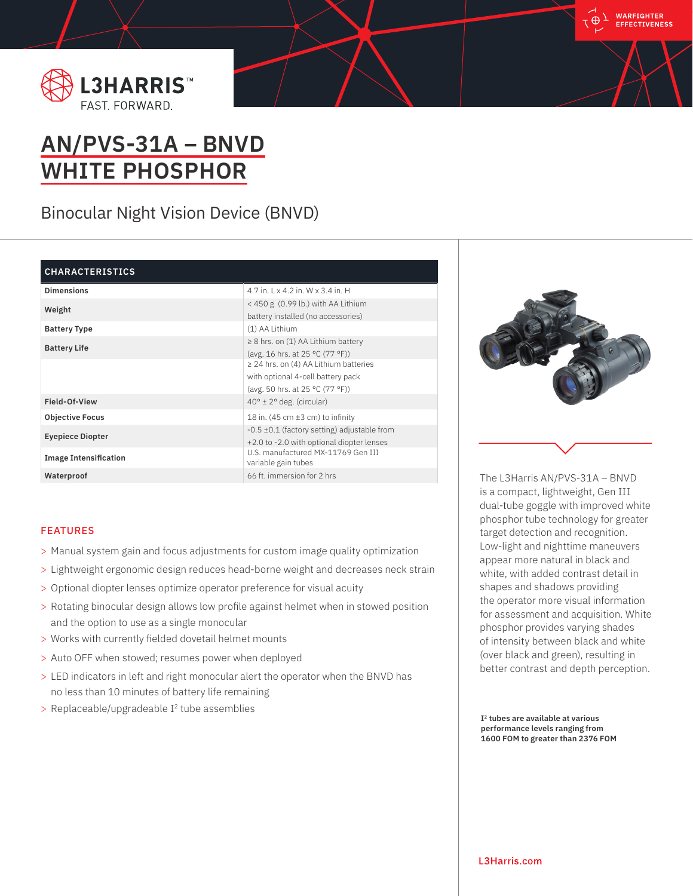L3HARRIS™
FAST. FORWARD.

WARFIGHTER EFFECTIVENESS

# AN/PVS-31A – BNVD WHITE PHOSPHOR

## Binocular Night Vision Device (BNVD)

| CHARACTERISTICS | |
|---|---|
| **Dimensions** | 4.7 in. L x 4.2 in. W x 3.4 in. H |
| **Weight** | < 450 g (0.99 lb.) with AA Lithium battery installed (no accessories) |
| **Battery Type** | (1) AA Lithium |
| **Battery Life** | ≥ 8 hrs. on (1) AA Lithium battery (avg. 16 hrs. at 25 °C (77 °F)) |
| | ≥ 24 hrs. on (4) AA Lithium batteries with optional 4-cell battery pack (avg. 50 hrs. at 25 °C (77 °F)) |
| **Field-Of-View** | 40° ± 2° deg. (circular) |
| **Objective Focus** | 18 in. (45 cm ±3 cm) to infinity |
| **Eyepiece Diopter** | -0.5 ±0.1 (factory setting) adjustable from +2.0 to -2.0 with optional diopter lenses |
| **Image Intensification** | U.S. manufactured MX-11769 Gen III variable gain tubes |
| **Waterproof** | 66 ft. immersion for 2 hrs |

### FEATURES

- Manual system gain and focus adjustments for custom image quality optimization
- Lightweight ergonomic design reduces head-borne weight and decreases neck strain
- Optional diopter lenses optimize operator preference for visual acuity
- Rotating binocular design allows low profile against helmet when in stowed position and the option to use as a single monocular
- Works with currently fielded dovetail helmet mounts
- Auto OFF when stowed; resumes power when deployed
- LED indicators in left and right monocular alert the operator when the BNVD has no less than 10 minutes of battery life remaining
- Replaceable/upgradeable I² tube assemblies

The L3Harris AN/PVS-31A – BNVD is a compact, lightweight, Gen III dual-tube goggle with improved white phosphor tube technology for greater target detection and recognition. Low-light and nighttime maneuvers appear more natural in black and white, with added contrast detail in shapes and shadows providing the operator more visual information for assessment and acquisition. White phosphor provides varying shades of intensity between black and white (over black and green), resulting in better contrast and depth perception.

**I² tubes are available at various performance levels ranging from 1600 FOM to greater than 2376 FOM**

L3Harris.com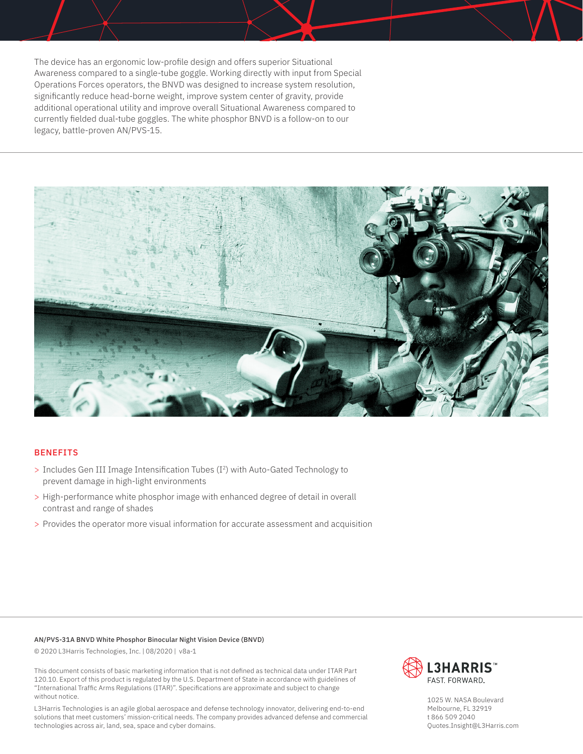The device has an ergonomic low-profile design and offers superior Situational Awareness compared to a single-tube goggle. Working directly with input from Special Operations Forces operators, the BNVD was designed to increase system resolution, significantly reduce head-borne weight, improve system center of gravity, provide additional operational utility and improve overall Situational Awareness compared to currently fielded dual-tube goggles. The white phosphor BNVD is a follow-on to our legacy, battle-proven AN/PVS-15.

## BENEFITS

> Includes Gen III Image Intensification Tubes ($I^2$) with Auto-Gated Technology to prevent damage in high-light environments

> High-performance white phosphor image with enhanced degree of detail in overall contrast and range of shades

> Provides the operator more visual information for accurate assessment and acquisition

**AN/PVS-31A BNVD White Phosphor Binocular Night Vision Device (BNVD)**

© 2020 L3Harris Technologies, Inc. | 08/2020 | v8a-1

This document consists of basic marketing information that is not defined as technical data under ITAR Part 120.10. Export of this product is regulated by the U.S. Department of State in accordance with guidelines of "International Traffic Arms Regulations (ITAR)". Specifications are approximate and subject to change without notice.

L3Harris Technologies is an agile global aerospace and defense technology innovator, delivering end-to-end solutions that meet customers' mission-critical needs. The company provides advanced defense and commercial technologies across air, land, sea, space and cyber domains.

L3HARRIS™
FAST. FORWARD.

1025 W. NASA Boulevard
Melbourne, FL 32919
t 866 509 2040
Quotes.Insight@L3Harris.com